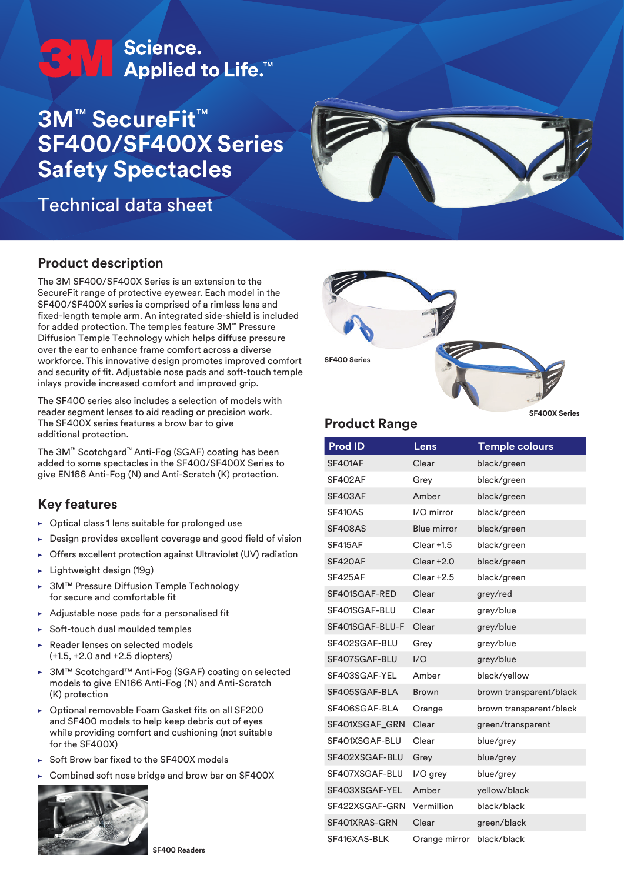3M Science. Applied to Life.™

# 3M™ SecureFit™ SF400/SF400X Series Safety Spectacles

Technical data sheet

## Product description

The 3M SF400/SF400X Series is an extension to the SecureFit range of protective eyewear. Each model in the SF400/SF400X series is comprised of a rimless lens and fixed-length temple arm. An integrated side-shield is included for added protection. The temples feature 3M™ Pressure Diffusion Temple Technology which helps diffuse pressure over the ear to enhance frame comfort across a diverse workforce. This innovative design promotes improved comfort and security of fit. Adjustable nose pads and soft-touch temple inlays provide increased comfort and improved grip.

The SF400 series also includes a selection of models with reader segment lenses to aid reading or precision work. The SF400X series features a brow bar to give additional protection.

The 3M™ Scotchgard™ Anti-Fog (SGAF) coating has been added to some spectacles in the SF400/SF400X Series to give EN166 Anti-Fog (N) and Anti-Scratch (K) protection.

## Key features

- Optical class 1 lens suitable for prolonged use
- Design provides excellent coverage and good field of vision
- Offers excellent protection against Ultraviolet (UV) radiation
- Lightweight design (19g)
- 3M™ Pressure Diffusion Temple Technology for secure and comfortable fit
- Adjustable nose pads for a personalised fit
- Soft-touch dual moulded temples
- Reader lenses on selected models (+1.5, +2.0 and +2.5 diopters)
- 3M™ Scotchgard™ Anti-Fog (SGAF) coating on selected models to give EN166 Anti-Fog (N) and Anti-Scratch (K) protection
- Optional removable Foam Gasket fits on all SF200 and SF400 models to help keep debris out of eyes while providing comfort and cushioning (not suitable for the SF400X)
- Soft Brow bar fixed to the SF400X models
- Combined soft nose bridge and brow bar on SF400X

SF400 Readers

SF400 Series

SF400X Series

## Product Range

| Prod ID | Lens | Temple colours |
|---|---|---|
| SF401AF | Clear | black/green |
| SF402AF | Grey | black/green |
| SF403AF | Amber | black/green |
| SF410AS | I/O mirror | black/green |
| SF408AS | Blue mirror | black/green |
| SF415AF | Clear +1.5 | black/green |
| SF420AF | Clear +2.0 | black/green |
| SF425AF | Clear +2.5 | black/green |
| SF401SGAF-RED | Clear | grey/red |
| SF401SGAF-BLU | Clear | grey/blue |
| SF401SGAF-BLU-F | Clear | grey/blue |
| SF402SGAF-BLU | Grey | grey/blue |
| SF407SGAF-BLU | I/O | grey/blue |
| SF403SGAF-YEL | Amber | black/yellow |
| SF405SGAF-BLA | Brown | brown transparent/black |
| SF406SGAF-BLA | Orange | brown transparent/black |
| SF401XSGAF_GRN | Clear | green/transparent |
| SF401XSGAF-BLU | Clear | blue/grey |
| SF402XSGAF-BLU | Grey | blue/grey |
| SF407XSGAF-BLU | I/O grey | blue/grey |
| SF403XSGAF-YEL | Amber | yellow/black |
| SF422XSGAF-GRN | Vermillion | black/black |
| SF401XRAS-GRN | Clear | green/black |
| SF416XAS-BLK | Orange mirror | black/black |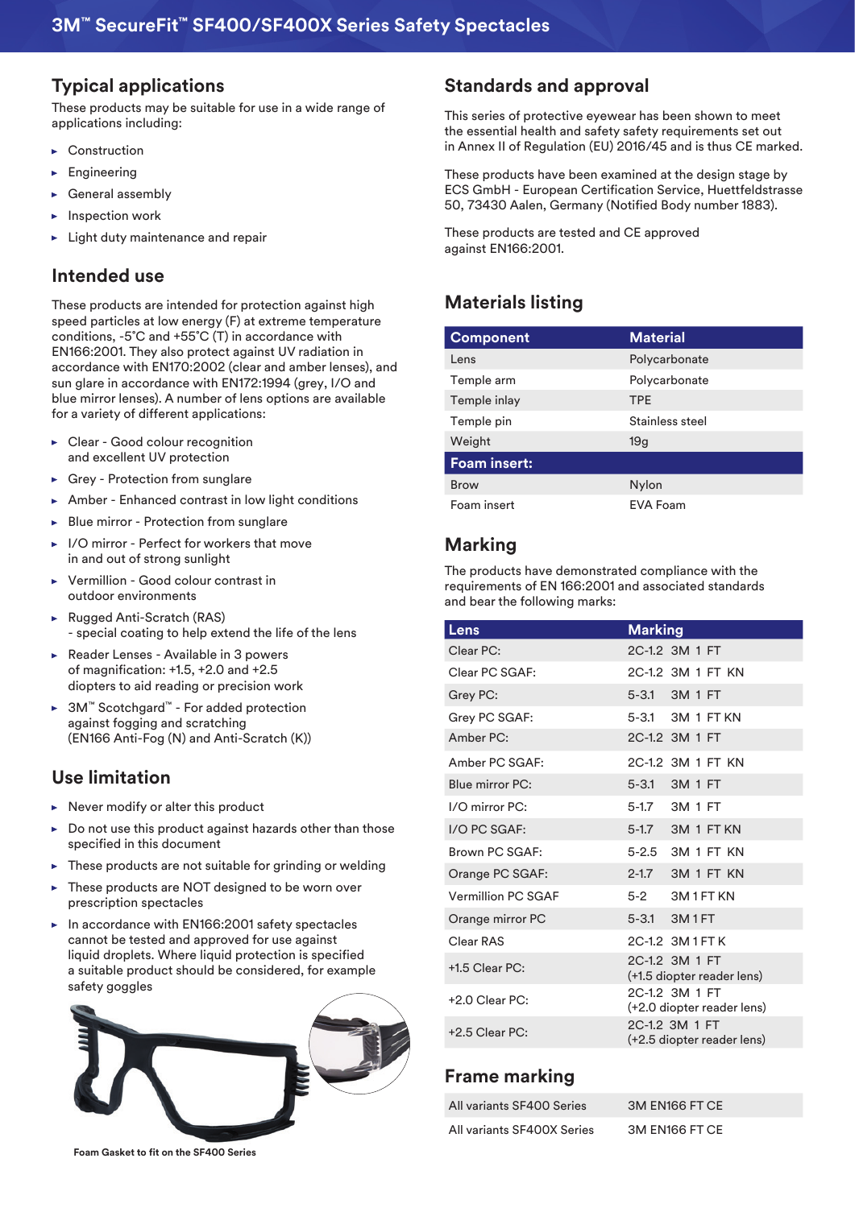# 3M™ SecureFit™ SF400/SF400X Series Safety Spectacles

## Typical applications

These products may be suitable for use in a wide range of applications including:

- Construction
- Engineering
- General assembly
- Inspection work
- Light duty maintenance and repair

## Intended use

These products are intended for protection against high speed particles at low energy (F) at extreme temperature conditions, -5˚C and +55˚C (T) in accordance with EN166:2001. They also protect against UV radiation in accordance with EN170:2002 (clear and amber lenses), and sun glare in accordance with EN172:1994 (grey, I/O and blue mirror lenses). A number of lens options are available for a variety of different applications:

- Clear - Good colour recognition and excellent UV protection
- Grey - Protection from sunglare
- Amber - Enhanced contrast in low light conditions
- Blue mirror - Protection from sunglare
- I/O mirror - Perfect for workers that move in and out of strong sunlight
- Vermillion - Good colour contrast in outdoor environments
- Rugged Anti-Scratch (RAS) - special coating to help extend the life of the lens
- Reader Lenses - Available in 3 powers of magnification: +1.5, +2.0 and +2.5 diopters to aid reading or precision work
- 3M™ Scotchgard™ - For added protection against fogging and scratching (EN166 Anti-Fog (N) and Anti-Scratch (K))

## Use limitation

- Never modify or alter this product
- Do not use this product against hazards other than those specified in this document
- These products are not suitable for grinding or welding
- These products are NOT designed to be worn over prescription spectacles
- In accordance with EN166:2001 safety spectacles cannot be tested and approved for use against liquid droplets. Where liquid protection is specified a suitable product should be considered, for example safety goggles

Foam Gasket to fit on the SF400 Series

## Standards and approval

This series of protective eyewear has been shown to meet the essential health and safety safety requirements set out in Annex II of Regulation (EU) 2016/45 and is thus CE marked.

These products have been examined at the design stage by ECS GmbH - European Certification Service, Huettfeldstrasse 50, 73430 Aalen, Germany (Notified Body number 1883).

These products are tested and CE approved against EN166:2001.

## Materials listing

| Component | Material |
|---|---|
| Lens | Polycarbonate |
| Temple arm | Polycarbonate |
| Temple inlay | TPE |
| Temple pin | Stainless steel |
| Weight | 19g |
| **Foam insert:** | |
| Brow | Nylon |
| Foam insert | EVA Foam |

## Marking

The products have demonstrated compliance with the requirements of EN 166:2001 and associated standards and bear the following marks:

| Lens | Marking |
|---|---|
| Clear PC: | 2C-1.2 3M 1 FT |
| Clear PC SGAF: | 2C-1.2 3M 1 FT KN |
| Grey PC: | 5-3.1 3M 1 FT |
| Grey PC SGAF: | 5-3.1 3M 1 FT KN |
| Amber PC: | 2C-1.2 3M 1 FT |
| Amber PC SGAF: | 2C-1.2 3M 1 FT KN |
| Blue mirror PC: | 5-3.1 3M 1 FT |
| I/O mirror PC: | 5-1.7 3M 1 FT |
| I/O PC SGAF: | 5-1.7 3M 1 FT KN |
| Brown PC SGAF: | 5-2.5 3M 1 FT KN |
| Orange PC SGAF: | 2-1.7 3M 1 FT KN |
| Vermillion PC SGAF | 5-2 3M 1 FT KN |
| Orange mirror PC | 5-3.1 3M 1 FT |
| Clear RAS | 2C-1.2 3M 1 FT K |
| +1.5 Clear PC: | 2C-1.2 3M 1 FT (+1.5 diopter reader lens) |
| +2.0 Clear PC: | 2C-1.2 3M 1 FT (+2.0 diopter reader lens) |
| +2.5 Clear PC: | 2C-1.2 3M 1 FT (+2.5 diopter reader lens) |

## Frame marking

| | |
|---|---|
| All variants SF400 Series | 3M EN166 FT CE |
| All variants SF400X Series | 3M EN166 FT CE |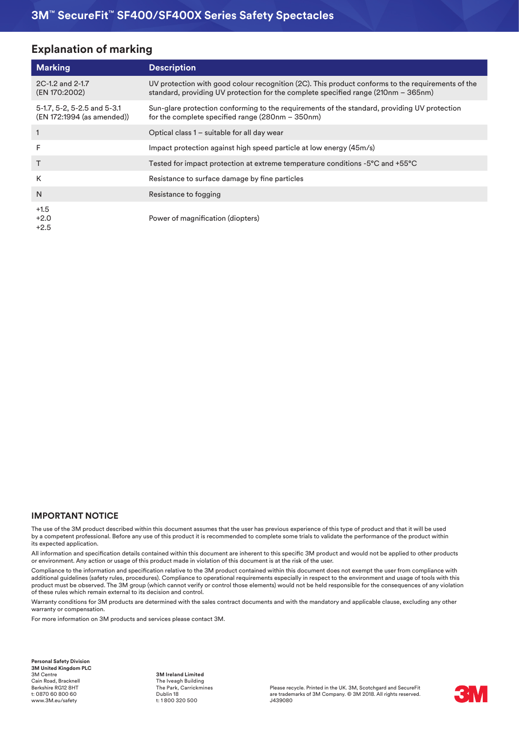## Explanation of marking

| Marking | Description |
|---|---|
| 2C-1.2 and 2-1.7 (EN 170:2002) | UV protection with good colour recognition (2C). This product conforms to the requirements of the standard, providing UV protection for the complete specified range (210nm – 365nm) |
| 5-1.7, 5-2, 5-2.5 and 5-3.1 (EN 172:1994 (as amended)) | Sun-glare protection conforming to the requirements of the standard, providing UV protection for the complete specified range (280nm – 350nm) |
| 1 | Optical class 1 – suitable for all day wear |
| F | Impact protection against high speed particle at low energy (45m/s) |
| T | Tested for impact protection at extreme temperature conditions -5°C and +55°C |
| K | Resistance to surface damage by fine particles |
| N | Resistance to fogging |
| +1.5<br>+2.0<br>+2.5 | Power of magnification (diopters) |

### IMPORTANT NOTICE

The use of the 3M product described within this document assumes that the user has previous experience of this type of product and that it will be used by a competent professional. Before any use of this product it is recommended to complete some trials to validate the performance of the product within its expected application.

All information and specification details contained within this document are inherent to this specific 3M product and would not be applied to other products or environment. Any action or usage of this product made in violation of this document is at the risk of the user.

Compliance to the information and specification relative to the 3M product contained within this document does not exempt the user from compliance with additional guidelines (safety rules, procedures). Compliance to operational requirements especially in respect to the environment and usage of tools with this product must be observed. The 3M group (which cannot verify or control those elements) would not be held responsible for the consequences of any violation of these rules which remain external to its decision and control.

Warranty conditions for 3M products are determined with the sales contract documents and with the mandatory and applicable clause, excluding any other warranty or compensation.

For more information on 3M products and services please contact 3M.

**Personal Safety Division**
**3M United Kingdom PLC**
3M Centre
Cain Road, Bracknell
Berkshire RG12 8HT
t: 0870 60 800 60
www.3M.eu/safety

**3M Ireland Limited**
The Iveagh Building
The Park, Carrickmines
Dublin 18
t: 1 800 320 500

Please recycle. Printed in the UK. 3M, Scotchgard and SecureFit are trademarks of 3M Company. © 3M 2018. All rights reserved.
J439080